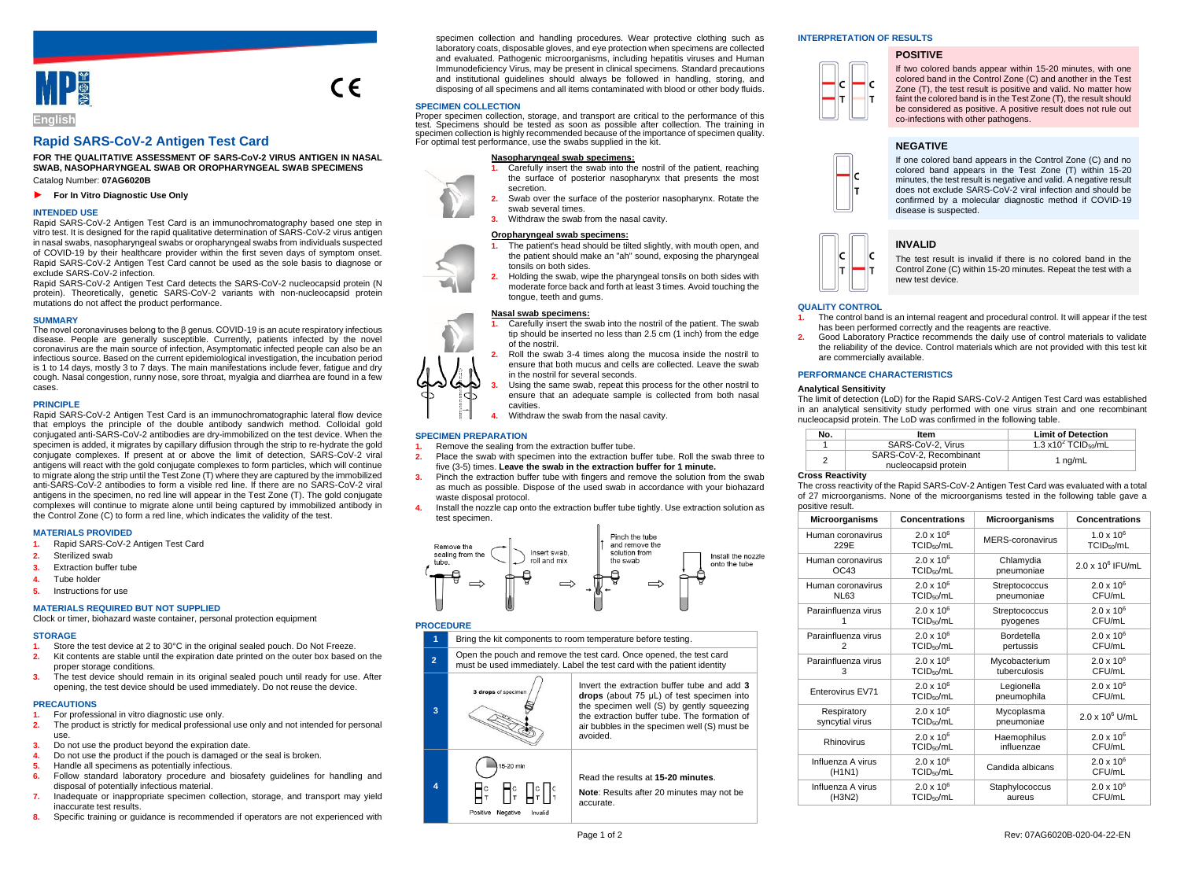English

# Rapid SARS-CoV-2 Antigen Test Card

**FOR THE QUALITATIVE ASSESSMENT OF SARS-CoV-2 VIRUS ANTIGEN IN NASAL SWAB, NASOPHARYNGEAL SWAB OR OROPHARYNGEAL SWAB SPECIMENS**

Catalog Number: **07AG6020B**

► **For In Vitro Diagnostic Use Only**

## INTENDED USE

Rapid SARS-CoV-2 Antigen Test Card is an immunochromatography based one step in vitro test. It is designed for the rapid qualitative determination of SARS-CoV-2 virus antigen in nasal swabs, nasopharyngeal swabs or oropharyngeal swabs from individuals suspected of COVID-19 by their healthcare provider within the first seven days of symptom onset. Rapid SARS-CoV-2 Antigen Test Card cannot be used as the sole basis to diagnose or exclude SARS-CoV-2 infection.

Rapid SARS-CoV-2 Antigen Test Card detects the SARS-CoV-2 nucleocapsid protein (N protein). Theoretically, genetic SARS-CoV-2 variants with non-nucleocapsid protein mutations do not affect the product performance.

## SUMMARY

The novel coronaviruses belong to the β genus. COVID-19 is an acute respiratory infectious disease. People are generally susceptible. Currently, patients infected by the novel coronavirus are the main source of infection, Asymptomatic infected people can also be an infectious source. Based on the current epidemiological investigation, the incubation period is 1 to 14 days, mostly 3 to 7 days. The main manifestations include fever, fatigue and dry cough. Nasal congestion, runny nose, sore throat, myalgia and diarrhea are found in a few cases.

## PRINCIPLE

Rapid SARS-CoV-2 Antigen Test Card is an immunochromatographic lateral flow device that employs the principle of the double antibody sandwich method. Colloidal gold conjugated anti-SARS-CoV-2 antibodies are dry-immobilized on the test device. When the specimen is added, it migrates by capillary diffusion through the strip to re-hydrate the gold conjugate complexes. If present at or above the limit of detection, SARS-CoV-2 viral antigens will react with the gold conjugate complexes to form particles, which will continue to migrate along the strip until the Test Zone (T) where they are captured by the immobilized anti-SARS-CoV-2 antibodies to form a visible red line. If there are no SARS-CoV-2 viral antigens in the specimen, no red line will appear in the Test Zone (T). The gold conjugate complexes will continue to migrate alone until being captured by immobilized antibody in the Control Zone (C) to form a red line, which indicates the validity of the test.

## MATERIALS PROVIDED

1. Rapid SARS-CoV-2 Antigen Test Card
2. Sterilized swab
3. Extraction buffer tube
4. Tube holder
5. Instructions for use

## MATERIALS REQUIRED BUT NOT SUPPLIED

Clock or timer, biohazard waste container, personal protection equipment

## STORAGE

1. Store the test device at 2 to 30°C in the original sealed pouch. Do Not Freeze.
2. Kit contents are stable until the expiration date printed on the outer box based on the proper storage conditions.
3. The test device should remain in its original sealed pouch until ready for use. After opening, the test device should be used immediately. Do not reuse the device.

## PRECAUTIONS

1. For professional in vitro diagnostic use only.
2. The product is strictly for medical professional use only and not intended for personal use.
3. Do not use the product beyond the expiration date.
4. Do not use the product if the pouch is damaged or the seal is broken.
5. Handle all specimens as potentially infectious.
6. Follow standard laboratory procedure and biosafety guidelines for handling and disposal of potentially infectious material.
7. Inadequate or inappropriate specimen collection, storage, and transport may yield inaccurate test results.
8. Specific training or guidance is recommended if operators are not experienced with specimen collection and handling procedures. Wear protective clothing such as laboratory coats, disposable gloves, and eye protection when specimens are collected and evaluated. Pathogenic microorganisms, including hepatitis viruses and Human Immunodeficiency Virus, may be present in clinical specimens. Standard precautions and institutional guidelines should always be followed in handling, storing, and disposing of all specimens and all items contaminated with blood or other body fluids.

## SPECIMEN COLLECTION

Proper specimen collection, storage, and transport are critical to the performance of this test. Specimens should be tested as soon as possible after collection. The training in specimen collection is highly recommended because of the importance of specimen quality. For optimal test performance, use the swabs supplied in the kit.

### Nasopharyngeal swab specimens:

1. Carefully insert the swab into the nostril of the patient, reaching the surface of posterior nasopharynx that presents the most secretion.
2. Swab over the surface of the posterior nasopharynx. Rotate the swab several times.
3. Withdraw the swab from the nasal cavity.

### Oropharyngeal swab specimens:

1. The patient's head should be tilted slightly, with mouth open, and the patient should make an "ah" sound, exposing the pharyngeal tonsils on both sides.
2. Holding the swab, wipe the pharyngeal tonsils on both sides with moderate force back and forth at least 3 times. Avoid touching the tongue, teeth and gums.

### Nasal swab specimens:

1. Carefully insert the swab into the nostril of the patient. The swab tip should be inserted no less than 2.5 cm (1 inch) from the edge of the nostril.
2. Roll the swab 3-4 times along the mucosa inside the nostril to ensure that both mucus and cells are collected. Leave the swab in the nostril for several seconds.
3. Using the same swab, repeat this process for the other nostril to ensure that an adequate sample is collected from both nasal cavities.
4. Withdraw the swab from the nasal cavity.

## SPECIMEN PREPARATION

1. Remove the sealing from the extraction buffer tube.
2. Place the swab with specimen into the extraction buffer tube. Roll the swab three to five (3-5) times. **Leave the swab in the extraction buffer for 1 minute.**
3. Pinch the extraction buffer tube with fingers and remove the solution from the swab as much as possible. Dispose of the used swab in accordance with your biohazard waste disposal protocol.
4. Install the nozzle cap onto the extraction buffer tube tightly. Use extraction solution as test specimen.

Remove the sealing from the tube. → Insert swab, roll and mix → Pinch the tube and remove the solution from the swab → Install the nozzle onto the tube

## PROCEDURE

| | | |
|---|---|---|
| 1 | Bring the kit components to room temperature before testing. | |
| 2 | Open the pouch and remove the test card. Once opened, the test card must be used immediately. Label the test card with the patient identity | |
| 3 | 3 drops of specimen | Invert the extraction buffer tube and add **3 drops** (about 75 μL) of test specimen into the specimen well (S) by gently squeezing the extraction buffer tube. The formation of air bubbles in the specimen well (S) must be avoided. |
| 4 | 15-20 min; Positive Negative Invalid | Read the results at **15-20 minutes**. **Note**: Results after 20 minutes may not be accurate. |

## INTERPRETATION OF RESULTS

### POSITIVE

If two colored bands appear within 15-20 minutes, with one colored band in the Control Zone (C) and another in the Test Zone (T), the test result is positive and valid. No matter how faint the colored band is in the Test Zone (T), the result should be considered as positive. A positive result does not rule out co-infections with other pathogens.

### NEGATIVE

If one colored band appears in the Control Zone (C) and no colored band appears in the Test Zone (T) within 15-20 minutes, the test result is negative and valid. A negative result does not exclude SARS-CoV-2 viral infection and should be confirmed by a molecular diagnostic method if COVID-19 disease is suspected.

### INVALID

The test result is invalid if there is no colored band in the Control Zone (C) within 15-20 minutes. Repeat the test with a new test device.

## QUALITY CONTROL

1. The control band is an internal reagent and procedural control. It will appear if the test has been performed correctly and the reagents are reactive.
2. Good Laboratory Practice recommends the daily use of control materials to validate the reliability of the device. Control materials which are not provided with this test kit are commercially available.

## PERFORMANCE CHARACTERISTICS

### Analytical Sensitivity

The limit of detection (LoD) for the Rapid SARS-CoV-2 Antigen Test Card was established in an analytical sensitivity study performed with one virus strain and one recombinant nucleocapsid protein. The LoD was confirmed in the following table.

| No. | Item | Limit of Detection |
|---|---|---|
| 1 | SARS-CoV-2, Virus | $1.3 \times 10^2$ $TCID_{50}$/mL |
| 2 | SARS-CoV-2, Recombinant nucleocapsid protein | 1 ng/mL |

### Cross Reactivity

The cross reactivity of the Rapid SARS-CoV-2 Antigen Test Card was evaluated with a total of 27 microorganisms. None of the microorganisms tested in the following table gave a positive result.

| Microorganisms | Concentrations | Microorganisms | Concentrations |
|---|---|---|---|
| Human coronavirus 229E | $2.0 \times 10^6$ $TCID_{50}$/mL | MERS-coronavirus | $1.0 \times 10^6$ $TCID_{50}$/mL |
| Human coronavirus OC43 | $2.0 \times 10^6$ $TCID_{50}$/mL | Chlamydia pneumoniae | $2.0 \times 10^6$ IFU/mL |
| Human coronavirus NL63 | $2.0 \times 10^6$ $TCID_{50}$/mL | Streptococcus pneumoniae | $2.0 \times 10^6$ CFU/mL |
| Parainfluenza virus 1 | $2.0 \times 10^6$ $TCID_{50}$/mL | Streptococcus pyogenes | $2.0 \times 10^6$ CFU/mL |
| Parainfluenza virus 2 | $2.0 \times 10^6$ $TCID_{50}$/mL | Bordetella pertussis | $2.0 \times 10^6$ CFU/mL |
| Parainfluenza virus 3 | $2.0 \times 10^6$ $TCID_{50}$/mL | Mycobacterium tuberculosis | $2.0 \times 10^6$ CFU/mL |
| Enterovirus EV71 | $2.0 \times 10^6$ $TCID_{50}$/mL | Legionella pneumophila | $2.0 \times 10^6$ CFU/mL |
| Respiratory syncytial virus | $2.0 \times 10^6$ $TCID_{50}$/mL | Mycoplasma pneumoniae | $2.0 \times 10^6$ U/mL |
| Rhinovirus | $2.0 \times 10^6$ $TCID_{50}$/mL | Haemophilus influenzae | $2.0 \times 10^6$ CFU/mL |
| Influenza A virus (H1N1) | $2.0 \times 10^6$ $TCID_{50}$/mL | Candida albicans | $2.0 \times 10^6$ CFU/mL |
| Influenza A virus (H3N2) | $2.0 \times 10^6$ $TCID_{50}$/mL | Staphylococcus aureus | $2.0 \times 10^6$ CFU/mL |

Rev: 07AG6020B-020-04-22-EN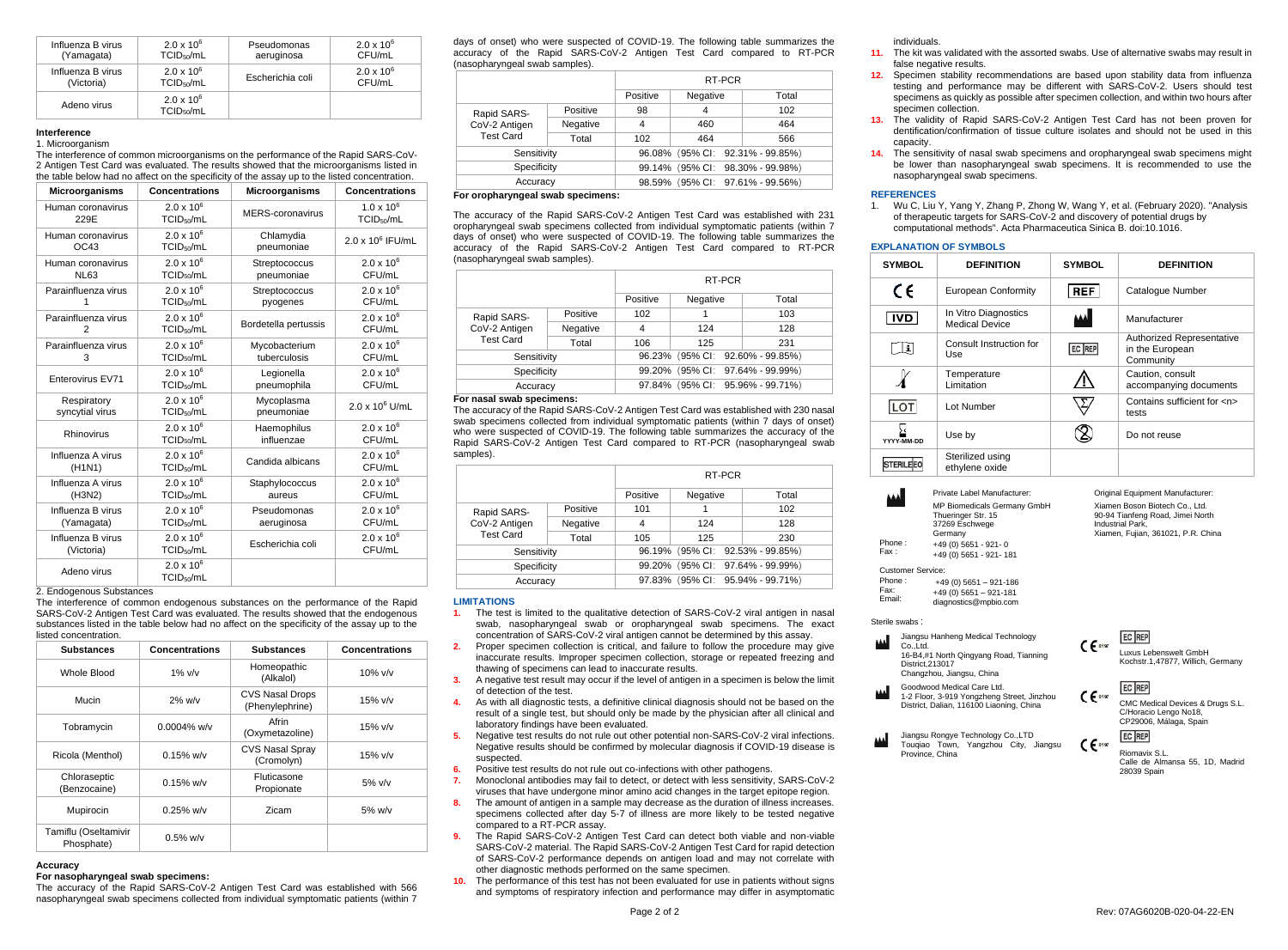| | | | |
|---|---|---|---|
| Influenza B virus (Yamagata) | $2.0 \times 10^6$ $TCID_{50}/mL$ | Pseudomonas aeruginosa | $2.0 \times 10^6$ CFU/mL |
| Influenza B virus (Victoria) | $2.0 \times 10^6$ $TCID_{50}/mL$ | Escherichia coli | $2.0 \times 10^6$ CFU/mL |
| Adeno virus | $2.0 \times 10^6$ $TCID_{50}/mL$ | | |

**Interference**

1. Microorganism

The interference of common microorganisms on the performance of the Rapid SARS-CoV-2 Antigen Test Card was evaluated. The results showed that the microorganisms listed in the table below had no affect on the specificity of the assay up to the listed concentration.

| Microorganisms | Concentrations | Microorganisms | Concentrations |
|---|---|---|---|
| Human coronavirus 229E | $2.0 \times 10^6$ $TCID_{50}/mL$ | MERS-coronavirus | $1.0 \times 10^6$ $TCID_{50}/mL$ |
| Human coronavirus OC43 | $2.0 \times 10^6$ $TCID_{50}/mL$ | Chlamydia pneumoniae | $2.0 \times 10^6$ IFU/mL |
| Human coronavirus NL63 | $2.0 \times 10^6$ $TCID_{50}/mL$ | Streptococcus pneumoniae | $2.0 \times 10^6$ CFU/mL |
| Parainfluenza virus 1 | $2.0 \times 10^6$ $TCID_{50}/mL$ | Streptococcus pyogenes | $2.0 \times 10^6$ CFU/mL |
| Parainfluenza virus 2 | $2.0 \times 10^6$ $TCID_{50}/mL$ | Bordetella pertussis | $2.0 \times 10^6$ CFU/mL |
| Parainfluenza virus 3 | $2.0 \times 10^6$ $TCID_{50}/mL$ | Mycobacterium tuberculosis | $2.0 \times 10^6$ CFU/mL |
| Enterovirus EV71 | $2.0 \times 10^6$ $TCID_{50}/mL$ | Legionella pneumophila | $2.0 \times 10^6$ CFU/mL |
| Respiratory syncytial virus | $2.0 \times 10^6$ $TCID_{50}/mL$ | Mycoplasma pneumoniae | $2.0 \times 10^6$ U/mL |
| Rhinovirus | $2.0 \times 10^6$ $TCID_{50}/mL$ | Haemophilus influenzae | $2.0 \times 10^6$ CFU/mL |
| Influenza A virus (H1N1) | $2.0 \times 10^6$ $TCID_{50}/mL$ | Candida albicans | $2.0 \times 10^6$ CFU/mL |
| Influenza A virus (H3N2) | $2.0 \times 10^6$ $TCID_{50}/mL$ | Staphylococcus aureus | $2.0 \times 10^6$ CFU/mL |
| Influenza B virus (Yamagata) | $2.0 \times 10^6$ $TCID_{50}/mL$ | Pseudomonas aeruginosa | $2.0 \times 10^6$ CFU/mL |
| Influenza B virus (Victoria) | $2.0 \times 10^6$ $TCID_{50}/mL$ | Escherichia coli | $2.0 \times 10^6$ CFU/mL |
| Adeno virus | $2.0 \times 10^6$ $TCID_{50}/mL$ | | |

2. Endogenous Substances

The interference of common endogenous substances on the performance of the Rapid SARS-CoV-2 Antigen Test Card was evaluated. The results showed that the endogenous substances listed in the table below had no affect on the specificity of the assay up to the listed concentration.

| Substances | Concentrations | Substances | Concentrations |
|---|---|---|---|
| Whole Blood | 1% v/v | Homeopathic (Alkalol) | 10% v/v |
| Mucin | 2% w/v | CVS Nasal Drops (Phenylephrine) | 15% v/v |
| Tobramycin | 0.0004% w/v | Afrin (Oxymetazoline) | 15% v/v |
| Ricola (Menthol) | 0.15% w/v | CVS Nasal Spray (Cromolyn) | 15% v/v |
| Chloraseptic (Benzocaine) | 0.15% w/v | Fluticasone Propionate | 5% v/v |
| Mupirocin | 0.25% w/v | Zicam | 5% w/v |
| Tamiflu (Oseltamivir Phosphate) | 0.5% w/v | | |

**Accuracy**

**For nasopharyngeal swab specimens:**

The accuracy of the Rapid SARS-CoV-2 Antigen Test Card was established with 566 nasopharyngeal swab specimens collected from individual symptomatic patients (within 7 days of onset) who were suspected of COVID-19. The following table summarizes the accuracy of the Rapid SARS-CoV-2 Antigen Test Card compared to RT-PCR (nasopharyngeal swab samples).

| | | RT-PCR | | |
|---|---|---|---|---|
| | | Positive | Negative | Total |
| Rapid SARS-CoV-2 Antigen Test Card | Positive | 98 | 4 | 102 |
| | Negative | 4 | 460 | 464 |
| | Total | 102 | 464 | 566 |
| Sensitivity | | 96.08% (95% CI: 92.31% - 99.85%) | | |
| Specificity | | 99.14% (95% CI: 98.30% - 99.98%) | | |
| Accuracy | | 98.59% (95% CI: 97.61% - 99.56%) | | |

**For oropharyngeal swab specimens:**

The accuracy of the Rapid SARS-CoV-2 Antigen Test Card was established with 231 oropharyngeal swab specimens collected from individual symptomatic patients (within 7 days of onset) who were suspected of COVID-19. The following table summarizes the accuracy of the Rapid SARS-CoV-2 Antigen Test Card compared to RT-PCR (nasopharyngeal swab samples).

| | | RT-PCR | | |
|---|---|---|---|---|
| | | Positive | Negative | Total |
| Rapid SARS-CoV-2 Antigen Test Card | Positive | 102 | 1 | 103 |
| | Negative | 4 | 124 | 128 |
| | Total | 106 | 125 | 231 |
| Sensitivity | | 96.23% (95% CI: 92.60% - 99.85%) | | |
| Specificity | | 99.20% (95% CI: 97.64% - 99.99%) | | |
| Accuracy | | 97.84% (95% CI: 95.96% - 99.71%) | | |

**For nasal swab specimens:**

The accuracy of the Rapid SARS-CoV-2 Antigen Test Card was established with 230 nasal swab specimens collected from individual symptomatic patients (within 7 days of onset) who were suspected of COVID-19. The following table summarizes the accuracy of the Rapid SARS-CoV-2 Antigen Test Card compared to RT-PCR (nasopharyngeal swab samples).

| | | RT-PCR | | |
|---|---|---|---|---|
| | | Positive | Negative | Total |
| Rapid SARS-CoV-2 Antigen Test Card | Positive | 101 | 1 | 102 |
| | Negative | 4 | 124 | 128 |
| | Total | 105 | 125 | 230 |
| Sensitivity | | 96.19% (95% CI: 92.53% - 99.85%) | | |
| Specificity | | 99.20% (95% CI: 97.64% - 99.99%) | | |
| Accuracy | | 97.83% (95% CI: 95.94% - 99.71%) | | |

## LIMITATIONS

1. The test is limited to the qualitative detection of SARS-CoV-2 viral antigen in nasal swab, nasopharyngeal swab or oropharyngeal swab specimens. The exact concentration of SARS-CoV-2 viral antigen cannot be determined by this assay.
2. Proper specimen collection is critical, and failure to follow the procedure may give inaccurate results. Improper specimen collection, storage or repeated freezing and thawing of specimens can lead to inaccurate results.
3. A negative test result may occur if the level of antigen in a specimen is below the limit of detection of the test.
4. As with all diagnostic tests, a definitive clinical diagnosis should not be based on the result of a single test, but should only be made by the physician after all clinical and laboratory findings have been evaluated.
5. Negative test results do not rule out other potential non-SARS-CoV-2 viral infections. Negative results should be confirmed by molecular diagnosis if COVID-19 disease is suspected.
6. Positive test results do not rule out co-infections with other pathogens.
7. Monoclonal antibodies may fail to detect, or detect with less sensitivity, SARS-CoV-2 viruses that have undergone minor amino acid changes in the target epitope region.
8. The amount of antigen in a sample may decrease as the duration of illness increases. specimens collected after day 5-7 of illness are more likely to be tested negative compared to a RT-PCR assay.
9. The Rapid SARS-CoV-2 Antigen Test Card can detect both viable and non-viable SARS-CoV-2 material. The Rapid SARS-CoV-2 Antigen Test Card for rapid detection of SARS-CoV-2 performance depends on antigen load and may not correlate with other diagnostic methods performed on the same specimen.
10. The performance of this test has not been evaluated for use in patients without signs and symptoms of respiratory infection and performance may differ in asymptomatic individuals.
11. The kit was validated with the assorted swabs. Use of alternative swabs may result in false negative results.
12. Specimen stability recommendations are based upon stability data from influenza testing and performance may be different with SARS-CoV-2. Users should test specimens as quickly as possible after specimen collection, and within two hours after specimen collection.
13. The validity of Rapid SARS-CoV-2 Antigen Test Card has not been proven for dentification/confirmation of tissue culture isolates and should not be used in this capacity.
14. The sensitivity of nasal swab specimens and oropharyngeal swab specimens might be lower than nasopharyngeal swab specimens. It is recommended to use the nasopharyngeal swab specimens.

## REFERENCES

1. Wu C, Liu Y, Yang Y, Zhang P, Zhong W, Wang Y, et al. (February 2020). "Analysis of therapeutic targets for SARS-CoV-2 and discovery of potential drugs by computational methods". Acta Pharmaceutica Sinica B. doi:10.1016.

## EXPLANATION OF SYMBOLS

| SYMBOL | DEFINITION | SYMBOL | DEFINITION |
|---|---|---|---|
| CE | European Conformity | REF | Catalogue Number |
| IVD | In Vitro Diagnostics Medical Device | | Manufacturer |
| | Consult Instruction for Use | EC REP | Authorized Representative in the European Community |
| | Temperature Limitation | | Caution, consult accompanying documents |
| LOT | Lot Number | | Contains sufficient for <n> tests |
| YYYY-MM-DD | Use by | | Do not reuse |
| STERILE EO | Sterilized using ethylene oxide | | |

Private Label Manufacturer:
MP Biomedicals Germany GmbH
Thueringer Str. 15
37269 Eschwege
Germany
Phone : +49 (0) 5651 - 921- 0
Fax : +49 (0) 5651 - 921- 181

Original Equipment Manufacturer:
Xiamen Boson Biotech Co., Ltd.
90-94 Tianfeng Road, Jimei North Industrial Park,
Xiamen, Fujian, 361021, P.R. China

Customer Service:
Phone : +49 (0) 5651 – 921-186
Fax: +49 (0) 5651 – 921-181
Email: diagnostics@mpbio.com

Sterile swabs :

Jiangsu Hanheng Medical Technology Co.,Ltd.
16-B4,#1 North Qingyang Road, Tianning District,213017
Changzhou, Jiangsu, China

EC REP
Luxus Lebenswelt GmbH
Kochstr.1,47877, Willich, Germany

Goodwood Medical Care Ltd.
1-2 Floor, 3-919 Yongzheng Street, Jinzhou District, Dalian, 116100 Liaoning, China

EC REP
CMC Medical Devices & Drugs S.L.
C/Horacio Lengo No18,
CP29006, Málaga, Spain

Jiangsu Rongye Technology Co.,LTD
Touqiao Town, Yangzhou City, Jiangsu Province, China

EC REP
Riomavix S.L.
Calle de Almansa 55, 1D, Madrid 28039 Spain

Rev: 07AG6020B-020-04-22-EN